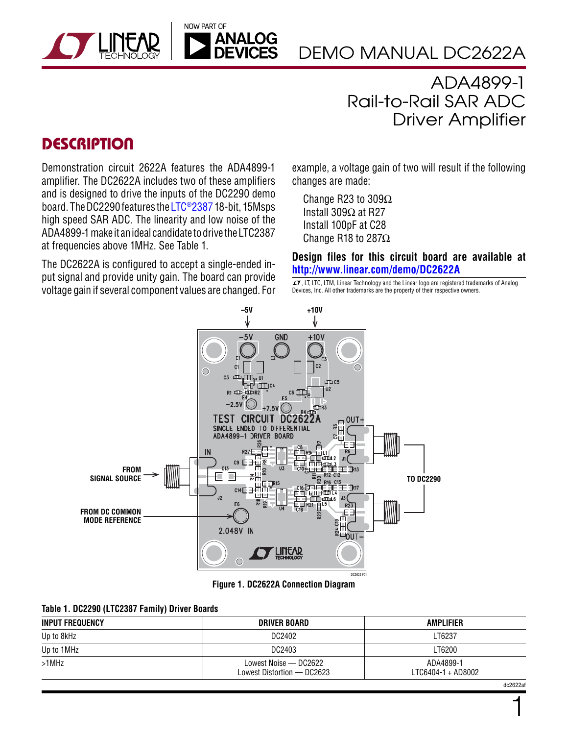# DEMO MANUAL DC2622A

## ADA4899-1 Rail-to-Rail SAR ADC Driver Amplifier

## DESCRIPTION

Demonstration circuit 2622A features the ADA4899-1 amplifier. The DC2622A includes two of these amplifiers and is designed to drive the inputs of the DC2290 demo board. The DC2290 features the LTC®2387 18-bit, 15Msps high speed SAR ADC. The linearity and low noise of the ADA4899-1 make it an ideal candidate to drive the LTC2387 at frequencies above 1MHz. See Table 1.

The DC2622A is configured to accept a single-ended input signal and provide unity gain. The board can provide voltage gain if several component values are changed. For example, a voltage gain of two will result if the following changes are made:

Change R23 to 309Ω
Install 309Ω at R27
Install 100pF at C28
Change R18 to 287Ω

**Design files for this circuit board are available at http://www.linear.com/demo/DC2622A**

LT, LTC, LTM, Linear Technology and the Linear logo are registered trademarks of Analog Devices, Inc. All other trademarks are the property of their respective owners.

Figure 1. DC2622A Connection Diagram

**Table 1. DC2290 (LTC2387 Family) Driver Boards**

| INPUT FREQUENCY | DRIVER BOARD | AMPLIFIER |
|---|---|---|
| Up to 8kHz | DC2402 | LT6237 |
| Up to 1MHz | DC2403 | LT6200 |
| >1MHz | Lowest Noise — DC2622<br>Lowest Distortion — DC2623 | ADA4899-1<br>LTC6404-1 + AD8002 |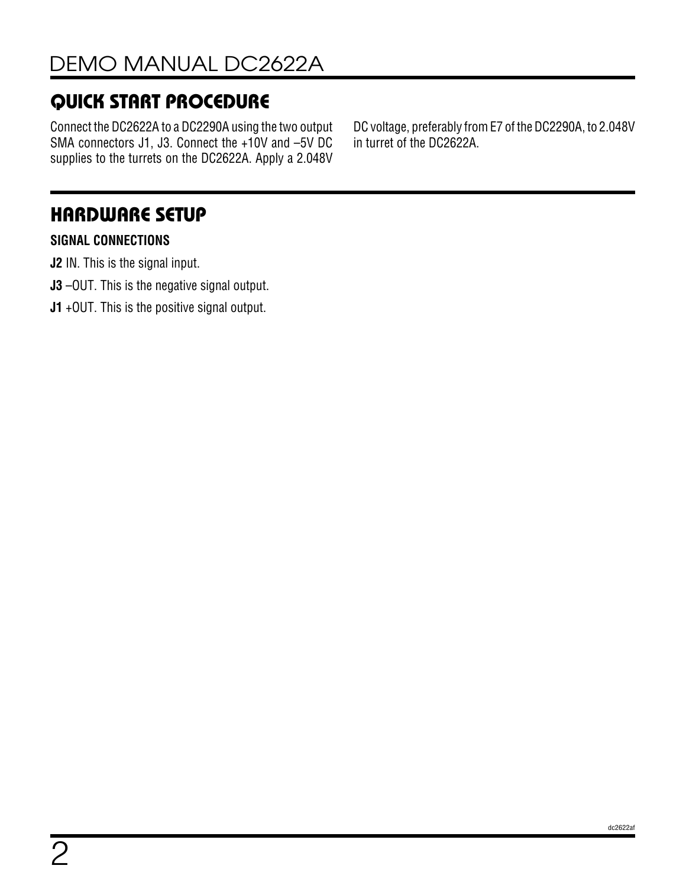## QUICK START PROCEDURE

Connect the DC2622A to a DC2290A using the two output SMA connectors J1, J3. Connect the +10V and –5V DC supplies to the turrets on the DC2622A. Apply a 2.048V DC voltage, preferably from E7 of the DC2290A, to 2.048V in turret of the DC2622A.

## HARDWARE SETUP

**SIGNAL CONNECTIONS**

**J2** IN. This is the signal input.

**J3** –OUT. This is the negative signal output.

**J1** +OUT. This is the positive signal output.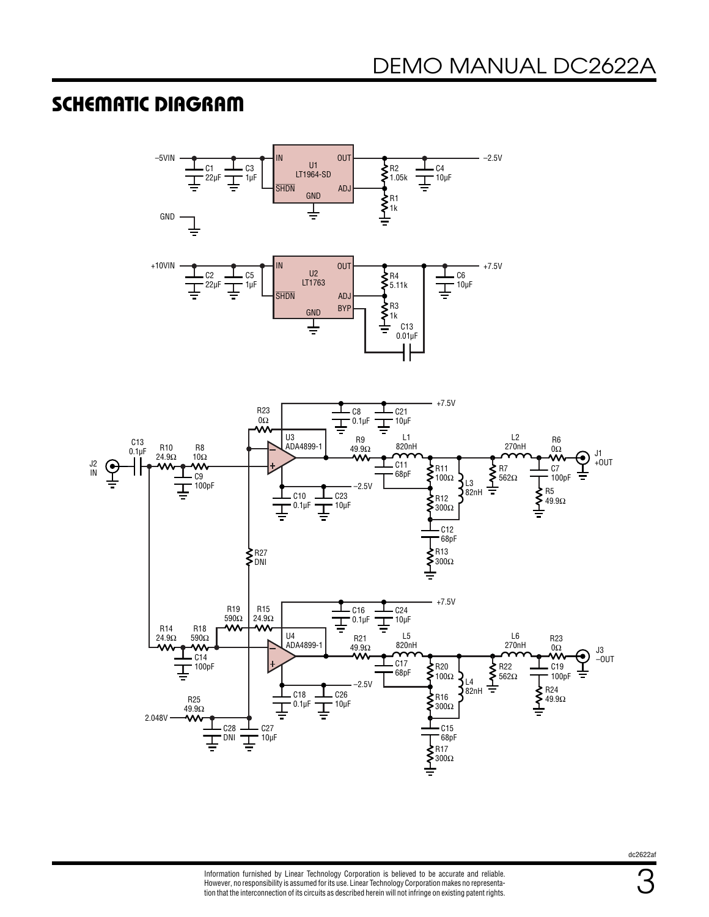## SCHEMATIC DIAGRAM

−5VIN
C1 22µF
C3 1µF
IN
SHDN
U1
LT1964-SD
GND
OUT
ADJ
R2 1.05k
R1 1k
C4 10µF
−2.5V
GND

+10VIN
C2 22µF
C5 1µF
IN
SHDN
U2
LT1763
GND
OUT
ADJ
BYP
R4 5.11k
R3 1k
C13 0.01µF
C6 10µF
+7.5V

J2 IN
C13 0.1µF
R10 24.9Ω
R8 10Ω
C9 100pF
R23 0Ω
U3 ADA4899-1
C8 0.1µF
C21 10µF
+7.5V
C10 0.1µF
C23 10µF
−2.5V
R9 49.9Ω
L1 820nH
C11 68pF
R11 100Ω
L3 82nH
R12 300Ω
C12 68pF
R13 300Ω
R7 562Ω
L2 270nH
R6 0Ω
C7 100pF
R5 49.9Ω
J1 +OUT
R27 DNI

R14 24.9Ω
R18 590Ω
C14 100pF
R19 590Ω
R15 24.9Ω
U4 ADA4899-1
C16 0.1µF
C24 10µF
+7.5V
C18 0.1µF
C26 10µF
−2.5V
R21 49.9Ω
L5 820nH
C17 68pF
R20 100Ω
L4 82nH
R16 300Ω
C15 68pF
R17 300Ω
R22 562Ω
L6 270nH
R23 0Ω
C19 100pF
R24 49.9Ω
J3 −OUT
R25 49.9Ω
2.048V
C28 DNI
C27 10µF

Information furnished by Linear Technology Corporation is believed to be accurate and reliable. However, no responsibility is assumed for its use. Linear Technology Corporation makes no representation that the interconnection of its circuits as described herein will not infringe on existing patent rights.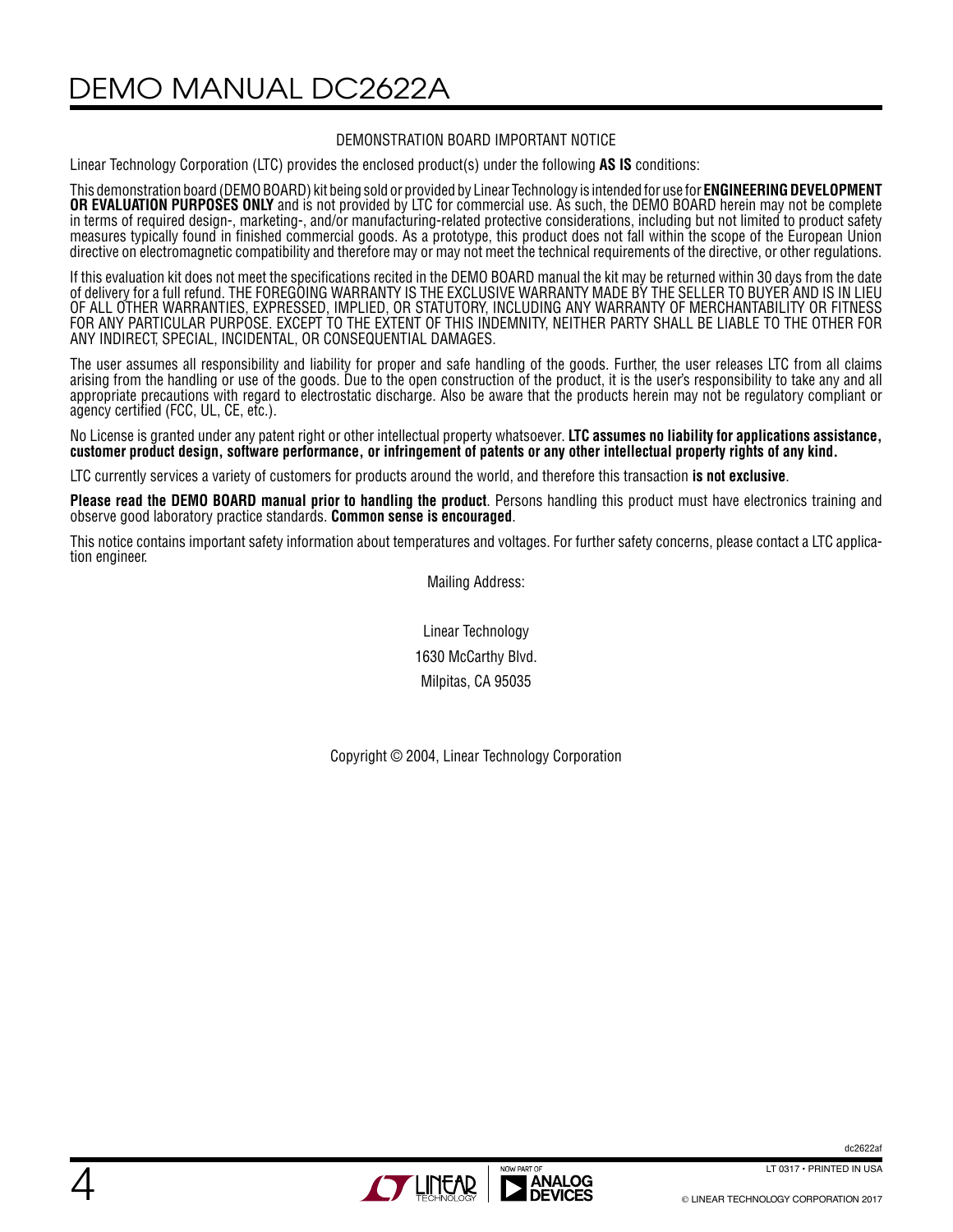## DEMONSTRATION BOARD IMPORTANT NOTICE

Linear Technology Corporation (LTC) provides the enclosed product(s) under the following **AS IS** conditions:

This demonstration board (DEMO BOARD) kit being sold or provided by Linear Technology is intended for use for **ENGINEERING DEVELOPMENT OR EVALUATION PURPOSES ONLY** and is not provided by LTC for commercial use. As such, the DEMO BOARD herein may not be complete in terms of required design-, marketing-, and/or manufacturing-related protective considerations, including but not limited to product safety measures typically found in finished commercial goods. As a prototype, this product does not fall within the scope of the European Union directive on electromagnetic compatibility and therefore may or may not meet the technical requirements of the directive, or other regulations.

If this evaluation kit does not meet the specifications recited in the DEMO BOARD manual the kit may be returned within 30 days from the date of delivery for a full refund. THE FOREGOING WARRANTY IS THE EXCLUSIVE WARRANTY MADE BY THE SELLER TO BUYER AND IS IN LIEU OF ALL OTHER WARRANTIES, EXPRESSED, IMPLIED, OR STATUTORY, INCLUDING ANY WARRANTY OF MERCHANTABILITY OR FITNESS FOR ANY PARTICULAR PURPOSE. EXCEPT TO THE EXTENT OF THIS INDEMNITY, NEITHER PARTY SHALL BE LIABLE TO THE OTHER FOR ANY INDIRECT, SPECIAL, INCIDENTAL, OR CONSEQUENTIAL DAMAGES.

The user assumes all responsibility and liability for proper and safe handling of the goods. Further, the user releases LTC from all claims arising from the handling or use of the goods. Due to the open construction of the product, it is the user's responsibility to take any and all appropriate precautions with regard to electrostatic discharge. Also be aware that the products herein may not be regulatory compliant or agency certified (FCC, UL, CE, etc.).

No License is granted under any patent right or other intellectual property whatsoever. **LTC assumes no liability for applications assistance, customer product design, software performance, or infringement of patents or any other intellectual property rights of any kind.**

LTC currently services a variety of customers for products around the world, and therefore this transaction **is not exclusive**.

**Please read the DEMO BOARD manual prior to handling the product**. Persons handling this product must have electronics training and observe good laboratory practice standards. **Common sense is encouraged**.

This notice contains important safety information about temperatures and voltages. For further safety concerns, please contact a LTC application engineer.

Mailing Address:

Linear Technology
1630 McCarthy Blvd.
Milpitas, CA 95035

Copyright © 2004, Linear Technology Corporation

LT 0317 • PRINTED IN USA

© LINEAR TECHNOLOGY CORPORATION 2017